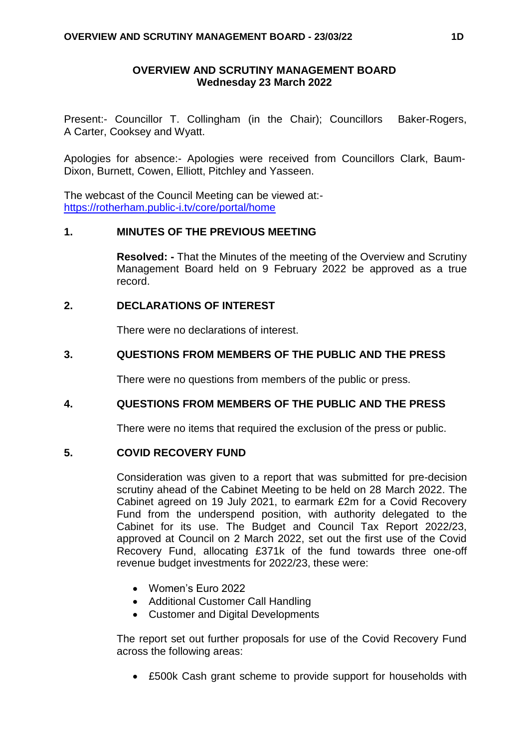# OVERVIEW AND SCRUTINY MANAGEMENT BOARD
## Wednesday 23 March 2022

Present:- Councillor T. Collingham (in the Chair); Councillors Baker-Rogers, A Carter, Cooksey and Wyatt.

Apologies for absence:- Apologies were received from Councillors Clark, Baum-Dixon, Burnett, Cowen, Elliott, Pitchley and Yasseen.

The webcast of the Council Meeting can be viewed at:-
https://rotherham.public-i.tv/core/portal/home

### 1. MINUTES OF THE PREVIOUS MEETING

**Resolved: -** That the Minutes of the meeting of the Overview and Scrutiny Management Board held on 9 February 2022 be approved as a true record.

### 2. DECLARATIONS OF INTEREST

There were no declarations of interest.

### 3. QUESTIONS FROM MEMBERS OF THE PUBLIC AND THE PRESS

There were no questions from members of the public or press.

### 4. QUESTIONS FROM MEMBERS OF THE PUBLIC AND THE PRESS

There were no items that required the exclusion of the press or public.

### 5. COVID RECOVERY FUND

Consideration was given to a report that was submitted for pre-decision scrutiny ahead of the Cabinet Meeting to be held on 28 March 2022. The Cabinet agreed on 19 July 2021, to earmark £2m for a Covid Recovery Fund from the underspend position, with authority delegated to the Cabinet for its use. The Budget and Council Tax Report 2022/23, approved at Council on 2 March 2022, set out the first use of the Covid Recovery Fund, allocating £371k of the fund towards three one-off revenue budget investments for 2022/23, these were:

- Women's Euro 2022
- Additional Customer Call Handling
- Customer and Digital Developments

The report set out further proposals for use of the Covid Recovery Fund across the following areas:

- £500k Cash grant scheme to provide support for households with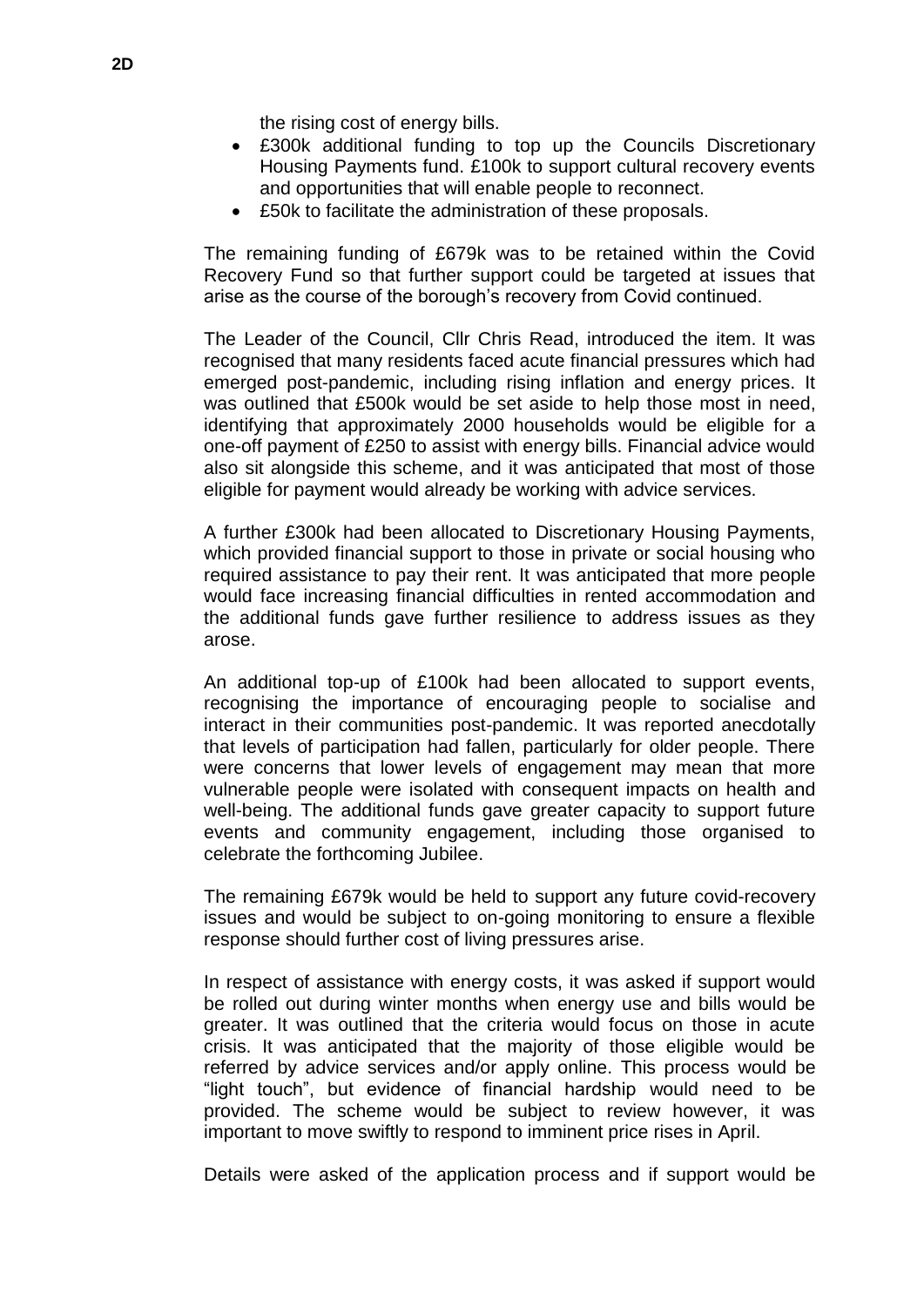the rising cost of energy bills.

- £300k additional funding to top up the Councils Discretionary Housing Payments fund. £100k to support cultural recovery events and opportunities that will enable people to reconnect.
- £50k to facilitate the administration of these proposals.

The remaining funding of £679k was to be retained within the Covid Recovery Fund so that further support could be targeted at issues that arise as the course of the borough's recovery from Covid continued.

The Leader of the Council, Cllr Chris Read, introduced the item. It was recognised that many residents faced acute financial pressures which had emerged post-pandemic, including rising inflation and energy prices. It was outlined that £500k would be set aside to help those most in need, identifying that approximately 2000 households would be eligible for a one-off payment of £250 to assist with energy bills. Financial advice would also sit alongside this scheme, and it was anticipated that most of those eligible for payment would already be working with advice services.

A further £300k had been allocated to Discretionary Housing Payments, which provided financial support to those in private or social housing who required assistance to pay their rent. It was anticipated that more people would face increasing financial difficulties in rented accommodation and the additional funds gave further resilience to address issues as they arose.

An additional top-up of £100k had been allocated to support events, recognising the importance of encouraging people to socialise and interact in their communities post-pandemic. It was reported anecdotally that levels of participation had fallen, particularly for older people. There were concerns that lower levels of engagement may mean that more vulnerable people were isolated with consequent impacts on health and well-being. The additional funds gave greater capacity to support future events and community engagement, including those organised to celebrate the forthcoming Jubilee.

The remaining £679k would be held to support any future covid-recovery issues and would be subject to on-going monitoring to ensure a flexible response should further cost of living pressures arise.

In respect of assistance with energy costs, it was asked if support would be rolled out during winter months when energy use and bills would be greater. It was outlined that the criteria would focus on those in acute crisis. It was anticipated that the majority of those eligible would be referred by advice services and/or apply online. This process would be "light touch", but evidence of financial hardship would need to be provided. The scheme would be subject to review however, it was important to move swiftly to respond to imminent price rises in April.

Details were asked of the application process and if support would be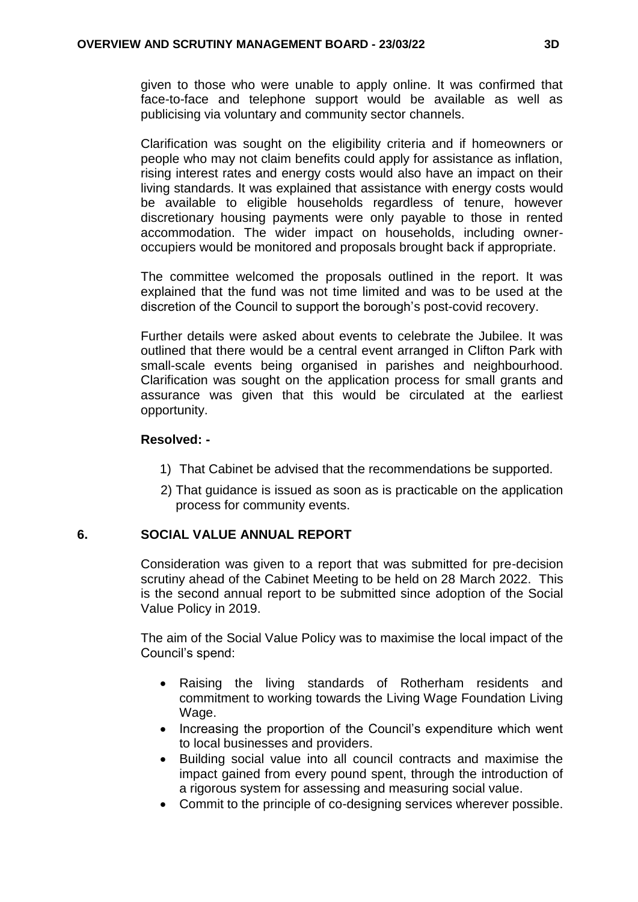given to those who were unable to apply online. It was confirmed that face-to-face and telephone support would be available as well as publicising via voluntary and community sector channels.

Clarification was sought on the eligibility criteria and if homeowners or people who may not claim benefits could apply for assistance as inflation, rising interest rates and energy costs would also have an impact on their living standards. It was explained that assistance with energy costs would be available to eligible households regardless of tenure, however discretionary housing payments were only payable to those in rented accommodation. The wider impact on households, including owner-occupiers would be monitored and proposals brought back if appropriate.

The committee welcomed the proposals outlined in the report. It was explained that the fund was not time limited and was to be used at the discretion of the Council to support the borough's post-covid recovery.

Further details were asked about events to celebrate the Jubilee. It was outlined that there would be a central event arranged in Clifton Park with small-scale events being organised in parishes and neighbourhood. Clarification was sought on the application process for small grants and assurance was given that this would be circulated at the earliest opportunity.

**Resolved: -**

1) That Cabinet be advised that the recommendations be supported.
2) That guidance is issued as soon as is practicable on the application process for community events.

## 6. SOCIAL VALUE ANNUAL REPORT

Consideration was given to a report that was submitted for pre-decision scrutiny ahead of the Cabinet Meeting to be held on 28 March 2022. This is the second annual report to be submitted since adoption of the Social Value Policy in 2019.

The aim of the Social Value Policy was to maximise the local impact of the Council's spend:

- Raising the living standards of Rotherham residents and commitment to working towards the Living Wage Foundation Living Wage.
- Increasing the proportion of the Council's expenditure which went to local businesses and providers.
- Building social value into all council contracts and maximise the impact gained from every pound spent, through the introduction of a rigorous system for assessing and measuring social value.
- Commit to the principle of co-designing services wherever possible.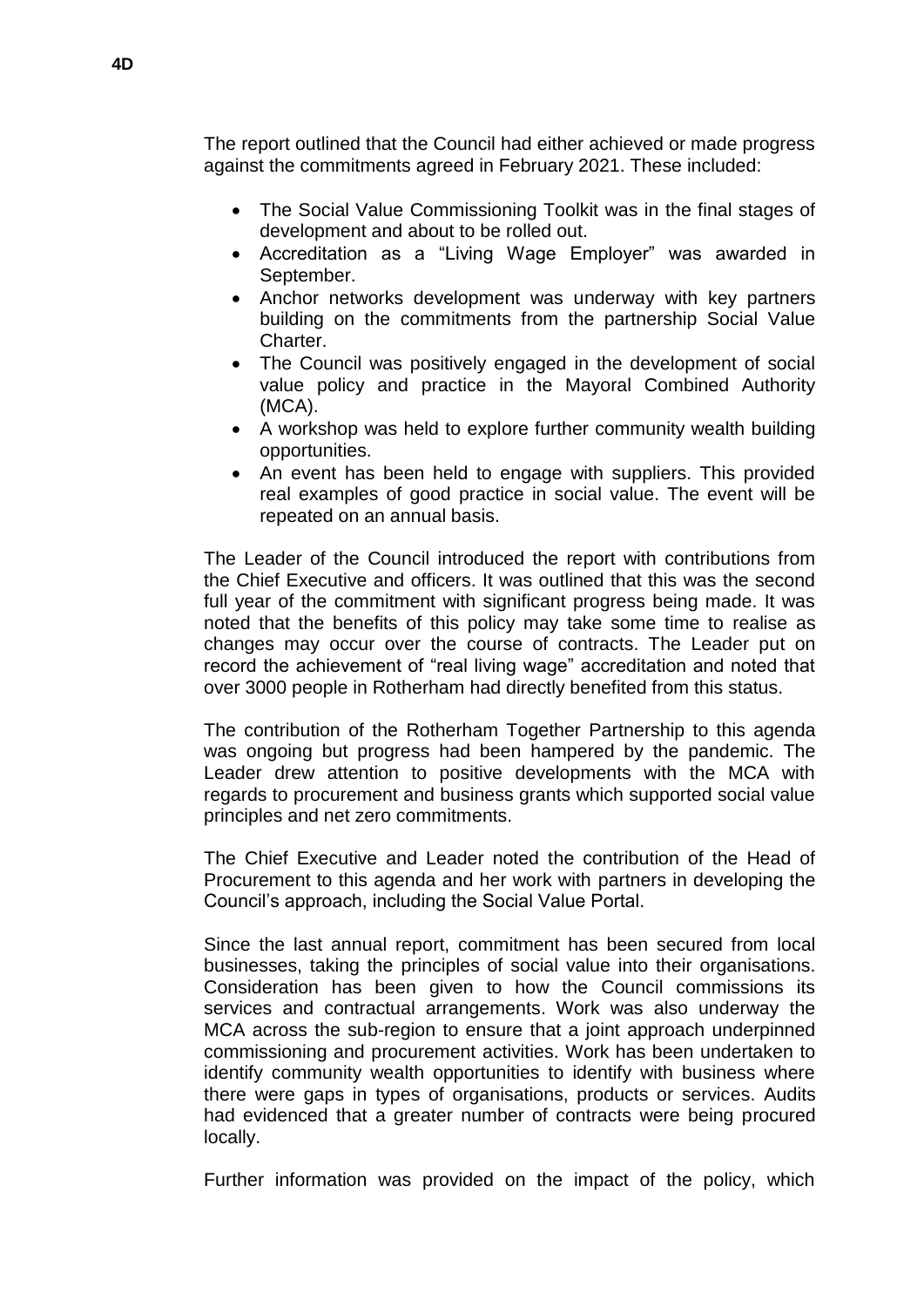The report outlined that the Council had either achieved or made progress against the commitments agreed in February 2021. These included:

- The Social Value Commissioning Toolkit was in the final stages of development and about to be rolled out.
- Accreditation as a "Living Wage Employer" was awarded in September.
- Anchor networks development was underway with key partners building on the commitments from the partnership Social Value Charter.
- The Council was positively engaged in the development of social value policy and practice in the Mayoral Combined Authority (MCA).
- A workshop was held to explore further community wealth building opportunities.
- An event has been held to engage with suppliers. This provided real examples of good practice in social value. The event will be repeated on an annual basis.

The Leader of the Council introduced the report with contributions from the Chief Executive and officers. It was outlined that this was the second full year of the commitment with significant progress being made. It was noted that the benefits of this policy may take some time to realise as changes may occur over the course of contracts. The Leader put on record the achievement of "real living wage" accreditation and noted that over 3000 people in Rotherham had directly benefited from this status.

The contribution of the Rotherham Together Partnership to this agenda was ongoing but progress had been hampered by the pandemic. The Leader drew attention to positive developments with the MCA with regards to procurement and business grants which supported social value principles and net zero commitments.

The Chief Executive and Leader noted the contribution of the Head of Procurement to this agenda and her work with partners in developing the Council's approach, including the Social Value Portal.

Since the last annual report, commitment has been secured from local businesses, taking the principles of social value into their organisations. Consideration has been given to how the Council commissions its services and contractual arrangements. Work was also underway the MCA across the sub-region to ensure that a joint approach underpinned commissioning and procurement activities. Work has been undertaken to identify community wealth opportunities to identify with business where there were gaps in types of organisations, products or services. Audits had evidenced that a greater number of contracts were being procured locally.

Further information was provided on the impact of the policy, which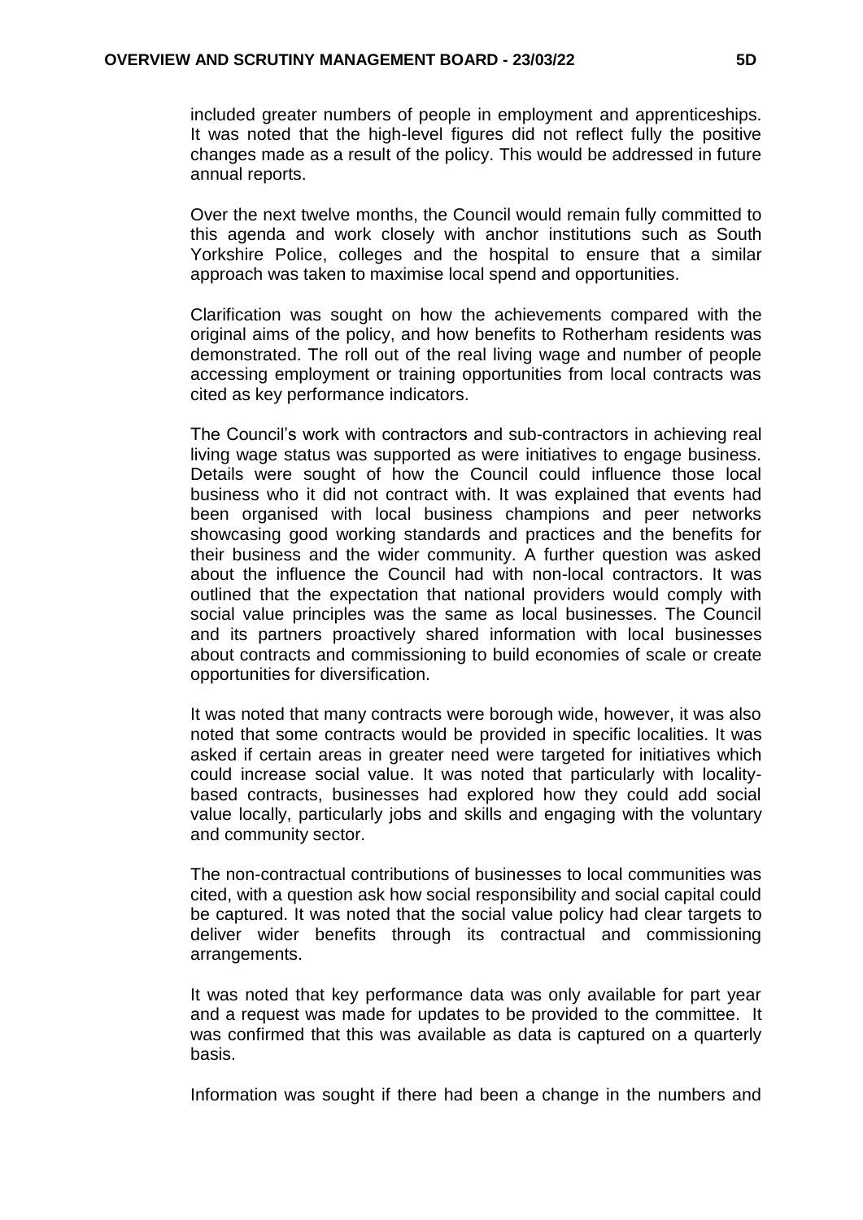included greater numbers of people in employment and apprenticeships. It was noted that the high-level figures did not reflect fully the positive changes made as a result of the policy. This would be addressed in future annual reports.

Over the next twelve months, the Council would remain fully committed to this agenda and work closely with anchor institutions such as South Yorkshire Police, colleges and the hospital to ensure that a similar approach was taken to maximise local spend and opportunities.

Clarification was sought on how the achievements compared with the original aims of the policy, and how benefits to Rotherham residents was demonstrated. The roll out of the real living wage and number of people accessing employment or training opportunities from local contracts was cited as key performance indicators.

The Council's work with contractors and sub-contractors in achieving real living wage status was supported as were initiatives to engage business. Details were sought of how the Council could influence those local business who it did not contract with. It was explained that events had been organised with local business champions and peer networks showcasing good working standards and practices and the benefits for their business and the wider community. A further question was asked about the influence the Council had with non-local contractors. It was outlined that the expectation that national providers would comply with social value principles was the same as local businesses. The Council and its partners proactively shared information with local businesses about contracts and commissioning to build economies of scale or create opportunities for diversification.

It was noted that many contracts were borough wide, however, it was also noted that some contracts would be provided in specific localities. It was asked if certain areas in greater need were targeted for initiatives which could increase social value. It was noted that particularly with locality-based contracts, businesses had explored how they could add social value locally, particularly jobs and skills and engaging with the voluntary and community sector.

The non-contractual contributions of businesses to local communities was cited, with a question ask how social responsibility and social capital could be captured. It was noted that the social value policy had clear targets to deliver wider benefits through its contractual and commissioning arrangements.

It was noted that key performance data was only available for part year and a request was made for updates to be provided to the committee. It was confirmed that this was available as data is captured on a quarterly basis.

Information was sought if there had been a change in the numbers and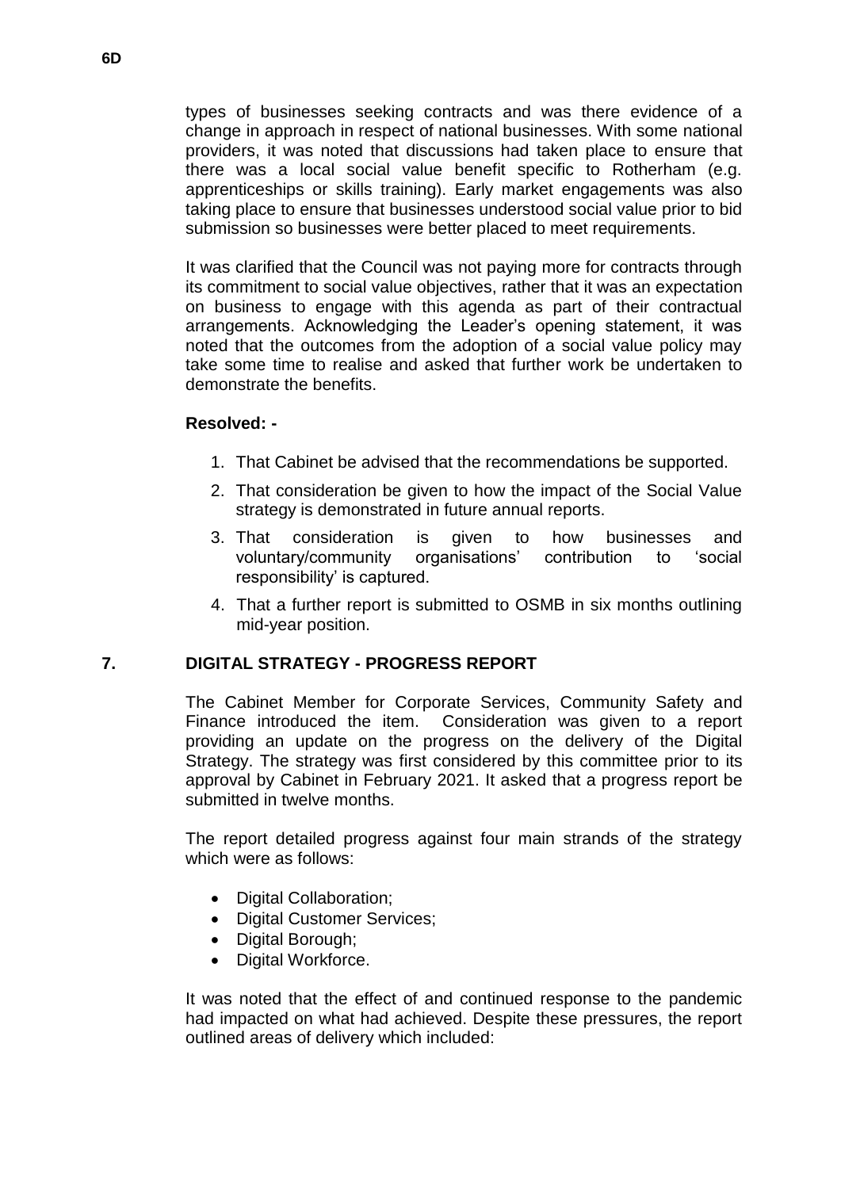types of businesses seeking contracts and was there evidence of a change in approach in respect of national businesses. With some national providers, it was noted that discussions had taken place to ensure that there was a local social value benefit specific to Rotherham (e.g. apprenticeships or skills training). Early market engagements was also taking place to ensure that businesses understood social value prior to bid submission so businesses were better placed to meet requirements.

It was clarified that the Council was not paying more for contracts through its commitment to social value objectives, rather that it was an expectation on business to engage with this agenda as part of their contractual arrangements. Acknowledging the Leader's opening statement, it was noted that the outcomes from the adoption of a social value policy may take some time to realise and asked that further work be undertaken to demonstrate the benefits.

**Resolved: -**

1. That Cabinet be advised that the recommendations be supported.
2. That consideration be given to how the impact of the Social Value strategy is demonstrated in future annual reports.
3. That consideration is given to how businesses and voluntary/community organisations' contribution to 'social responsibility' is captured.
4. That a further report is submitted to OSMB in six months outlining mid-year position.

## 7. DIGITAL STRATEGY - PROGRESS REPORT

The Cabinet Member for Corporate Services, Community Safety and Finance introduced the item. Consideration was given to a report providing an update on the progress on the delivery of the Digital Strategy. The strategy was first considered by this committee prior to its approval by Cabinet in February 2021. It asked that a progress report be submitted in twelve months.

The report detailed progress against four main strands of the strategy which were as follows:

- Digital Collaboration;
- Digital Customer Services;
- Digital Borough;
- Digital Workforce.

It was noted that the effect of and continued response to the pandemic had impacted on what had achieved. Despite these pressures, the report outlined areas of delivery which included: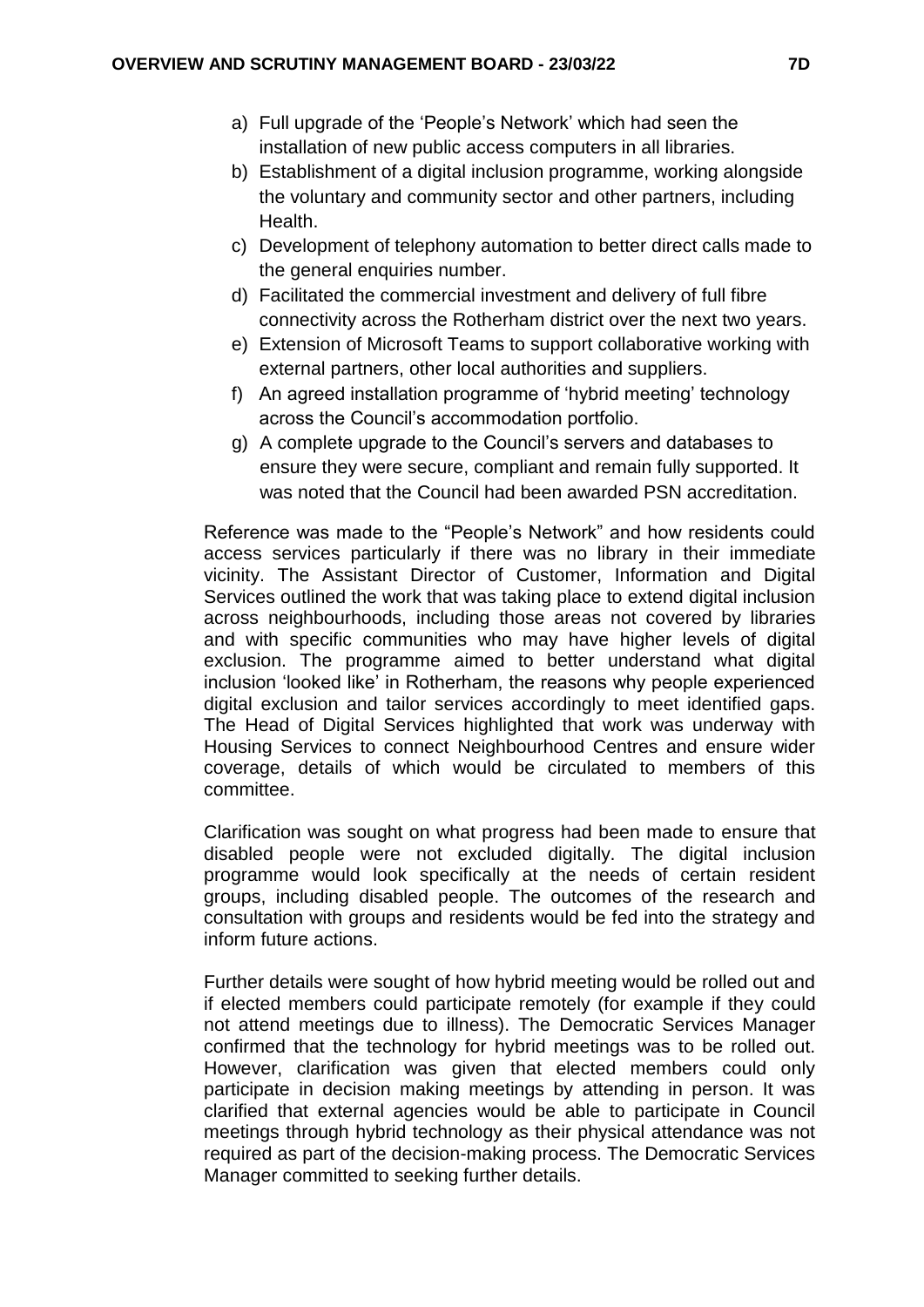a) Full upgrade of the 'People's Network' which had seen the installation of new public access computers in all libraries.
b) Establishment of a digital inclusion programme, working alongside the voluntary and community sector and other partners, including Health.
c) Development of telephony automation to better direct calls made to the general enquiries number.
d) Facilitated the commercial investment and delivery of full fibre connectivity across the Rotherham district over the next two years.
e) Extension of Microsoft Teams to support collaborative working with external partners, other local authorities and suppliers.
f) An agreed installation programme of 'hybrid meeting' technology across the Council's accommodation portfolio.
g) A complete upgrade to the Council's servers and databases to ensure they were secure, compliant and remain fully supported. It was noted that the Council had been awarded PSN accreditation.

Reference was made to the "People's Network" and how residents could access services particularly if there was no library in their immediate vicinity. The Assistant Director of Customer, Information and Digital Services outlined the work that was taking place to extend digital inclusion across neighbourhoods, including those areas not covered by libraries and with specific communities who may have higher levels of digital exclusion. The programme aimed to better understand what digital inclusion 'looked like' in Rotherham, the reasons why people experienced digital exclusion and tailor services accordingly to meet identified gaps. The Head of Digital Services highlighted that work was underway with Housing Services to connect Neighbourhood Centres and ensure wider coverage, details of which would be circulated to members of this committee.

Clarification was sought on what progress had been made to ensure that disabled people were not excluded digitally. The digital inclusion programme would look specifically at the needs of certain resident groups, including disabled people. The outcomes of the research and consultation with groups and residents would be fed into the strategy and inform future actions.

Further details were sought of how hybrid meeting would be rolled out and if elected members could participate remotely (for example if they could not attend meetings due to illness). The Democratic Services Manager confirmed that the technology for hybrid meetings was to be rolled out. However, clarification was given that elected members could only participate in decision making meetings by attending in person. It was clarified that external agencies would be able to participate in Council meetings through hybrid technology as their physical attendance was not required as part of the decision-making process. The Democratic Services Manager committed to seeking further details.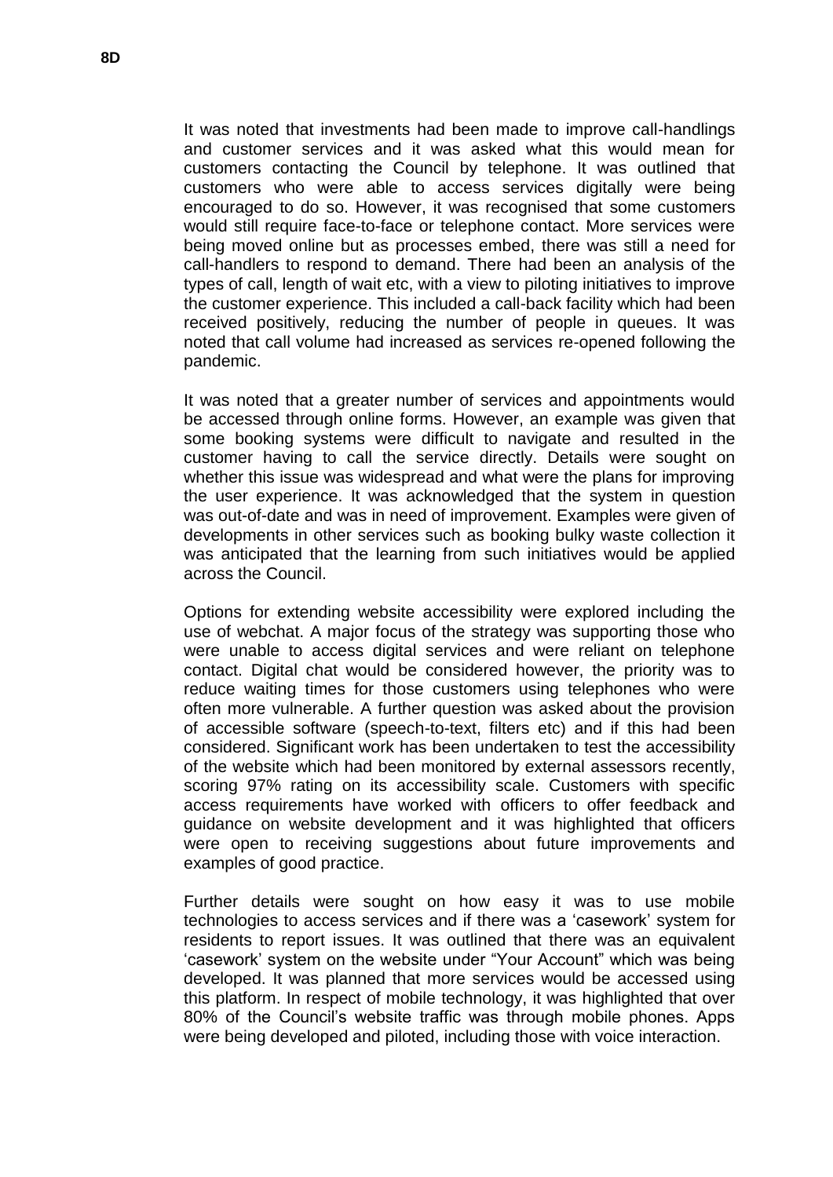It was noted that investments had been made to improve call-handlings and customer services and it was asked what this would mean for customers contacting the Council by telephone. It was outlined that customers who were able to access services digitally were being encouraged to do so. However, it was recognised that some customers would still require face-to-face or telephone contact. More services were being moved online but as processes embed, there was still a need for call-handlers to respond to demand. There had been an analysis of the types of call, length of wait etc, with a view to piloting initiatives to improve the customer experience. This included a call-back facility which had been received positively, reducing the number of people in queues. It was noted that call volume had increased as services re-opened following the pandemic.

It was noted that a greater number of services and appointments would be accessed through online forms. However, an example was given that some booking systems were difficult to navigate and resulted in the customer having to call the service directly. Details were sought on whether this issue was widespread and what were the plans for improving the user experience. It was acknowledged that the system in question was out-of-date and was in need of improvement. Examples were given of developments in other services such as booking bulky waste collection it was anticipated that the learning from such initiatives would be applied across the Council.

Options for extending website accessibility were explored including the use of webchat. A major focus of the strategy was supporting those who were unable to access digital services and were reliant on telephone contact. Digital chat would be considered however, the priority was to reduce waiting times for those customers using telephones who were often more vulnerable. A further question was asked about the provision of accessible software (speech-to-text, filters etc) and if this had been considered. Significant work has been undertaken to test the accessibility of the website which had been monitored by external assessors recently, scoring 97% rating on its accessibility scale. Customers with specific access requirements have worked with officers to offer feedback and guidance on website development and it was highlighted that officers were open to receiving suggestions about future improvements and examples of good practice.

Further details were sought on how easy it was to use mobile technologies to access services and if there was a 'casework' system for residents to report issues. It was outlined that there was an equivalent 'casework' system on the website under "Your Account" which was being developed. It was planned that more services would be accessed using this platform. In respect of mobile technology, it was highlighted that over 80% of the Council's website traffic was through mobile phones. Apps were being developed and piloted, including those with voice interaction.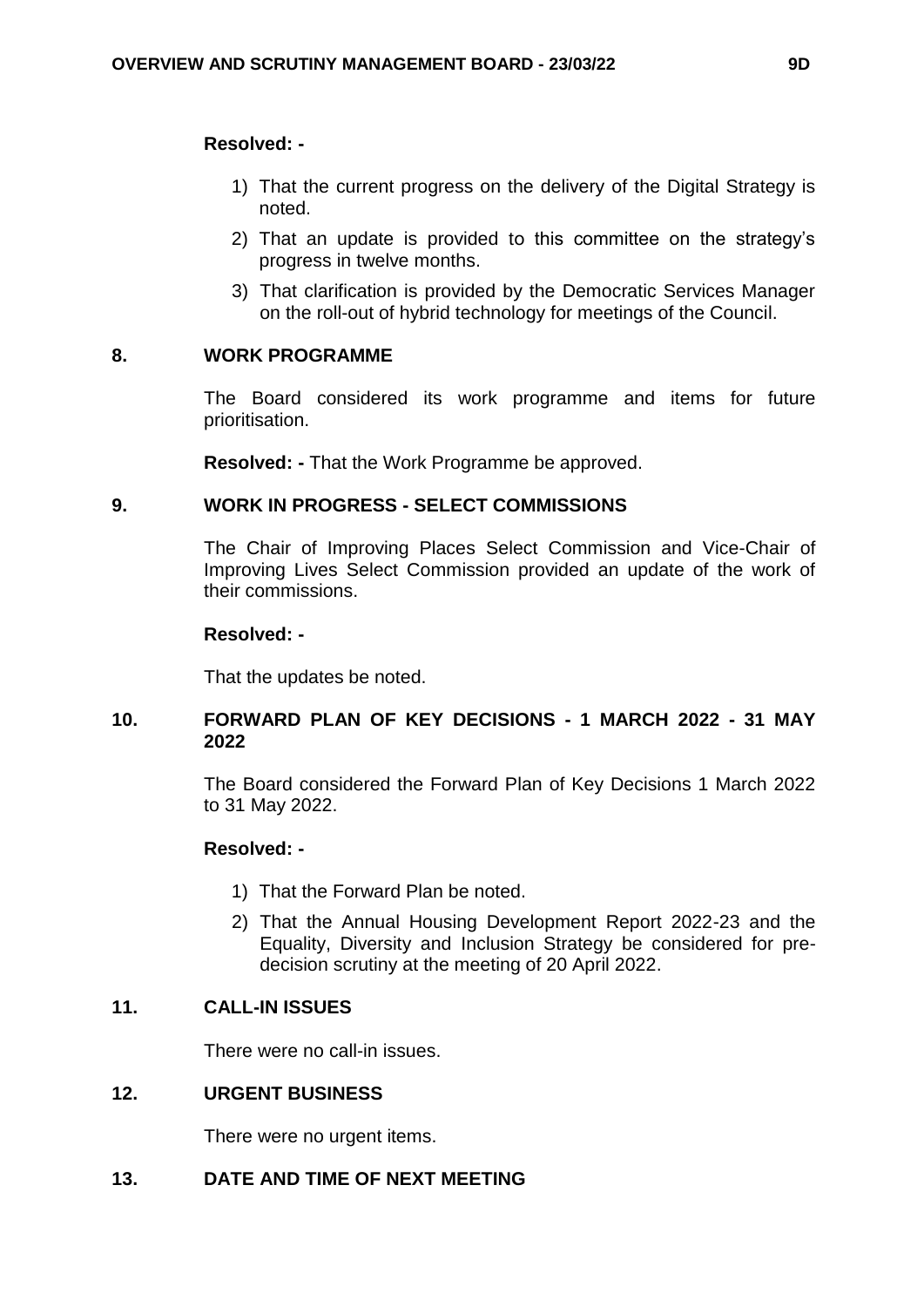**Resolved: -**

1) That the current progress on the delivery of the Digital Strategy is noted.
2) That an update is provided to this committee on the strategy's progress in twelve months.
3) That clarification is provided by the Democratic Services Manager on the roll-out of hybrid technology for meetings of the Council.

## 8. WORK PROGRAMME

The Board considered its work programme and items for future prioritisation.

**Resolved: -** That the Work Programme be approved.

## 9. WORK IN PROGRESS - SELECT COMMISSIONS

The Chair of Improving Places Select Commission and Vice-Chair of Improving Lives Select Commission provided an update of the work of their commissions.

**Resolved: -**

That the updates be noted.

## 10. FORWARD PLAN OF KEY DECISIONS - 1 MARCH 2022 - 31 MAY 2022

The Board considered the Forward Plan of Key Decisions 1 March 2022 to 31 May 2022.

**Resolved: -**

1) That the Forward Plan be noted.
2) That the Annual Housing Development Report 2022-23 and the Equality, Diversity and Inclusion Strategy be considered for pre-decision scrutiny at the meeting of 20 April 2022.

## 11. CALL-IN ISSUES

There were no call-in issues.

## 12. URGENT BUSINESS

There were no urgent items.

## 13. DATE AND TIME OF NEXT MEETING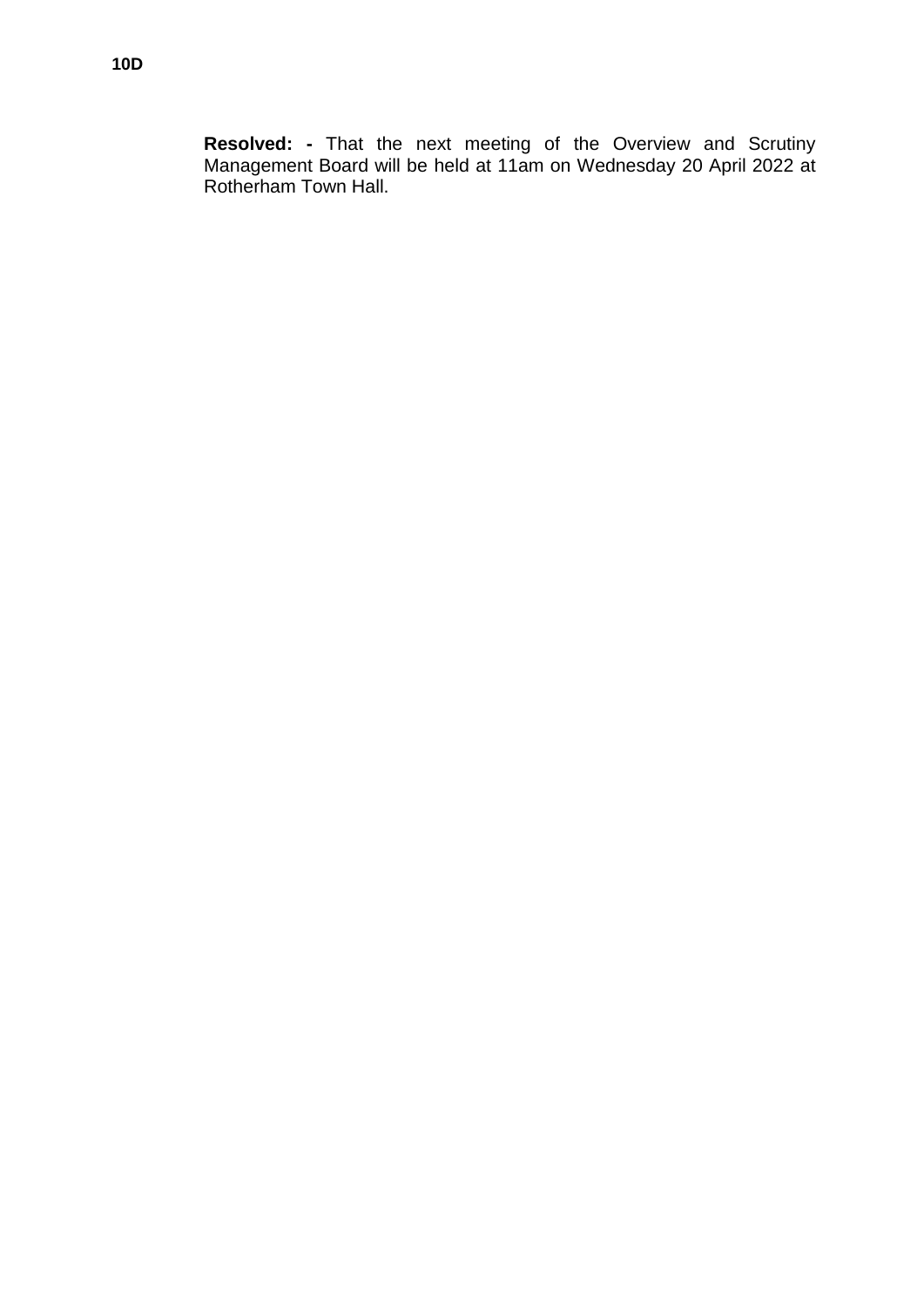**Resolved: -** That the next meeting of the Overview and Scrutiny Management Board will be held at 11am on Wednesday 20 April 2022 at Rotherham Town Hall.